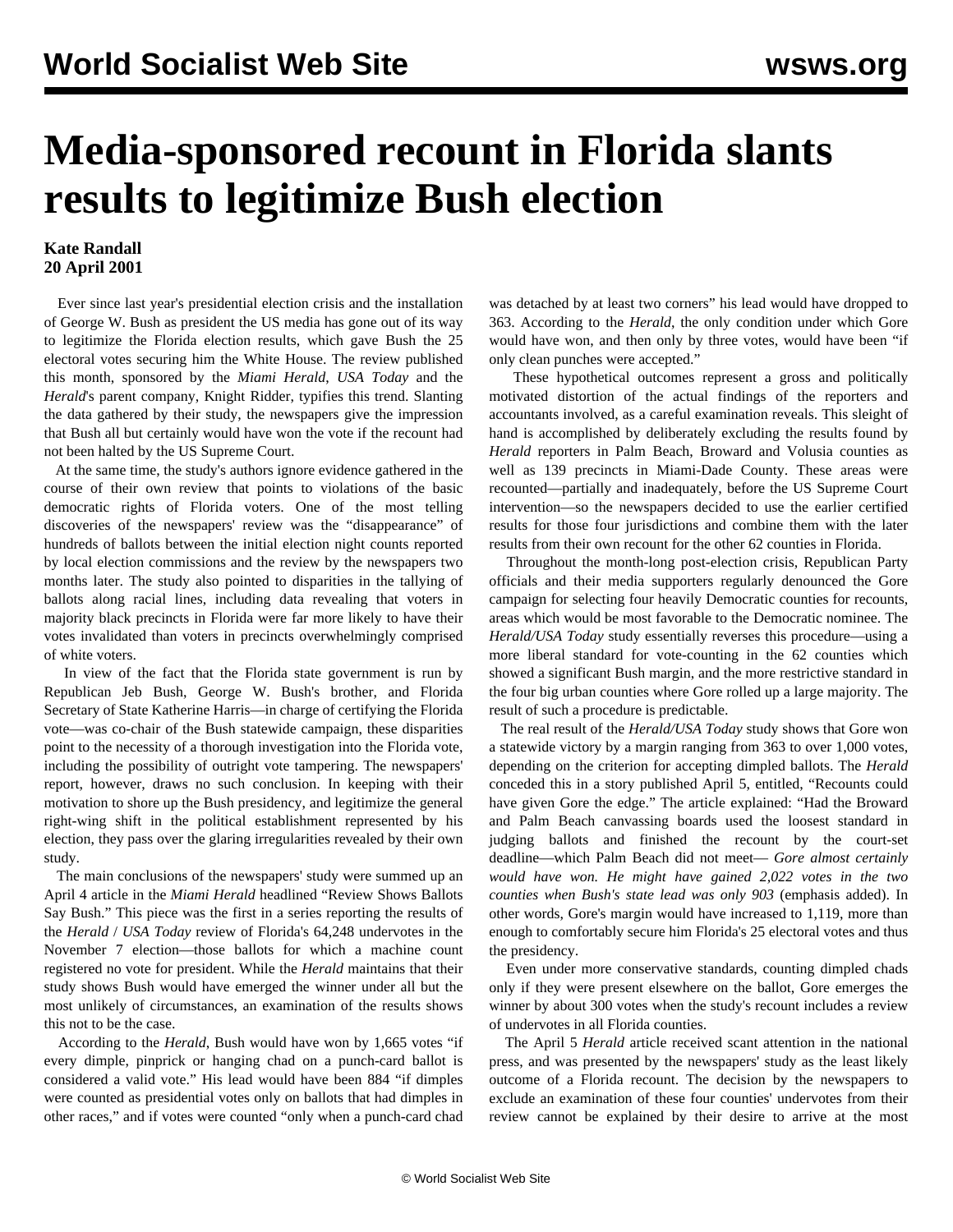# Media-sponsored recount in Florida slants results to legitimize Bush election

**Kate Randall**
**20 April 2001**

Ever since last year's presidential election crisis and the installation of George W. Bush as president the US media has gone out of its way to legitimize the Florida election results, which gave Bush the 25 electoral votes securing him the White House. The review published this month, sponsored by the *Miami Herald*, *USA Today* and the *Herald*'s parent company, Knight Ridder, typifies this trend. Slanting the data gathered by their study, the newspapers give the impression that Bush all but certainly would have won the vote if the recount had not been halted by the US Supreme Court.

At the same time, the study's authors ignore evidence gathered in the course of their own review that points to violations of the basic democratic rights of Florida voters. One of the most telling discoveries of the newspapers' review was the "disappearance" of hundreds of ballots between the initial election night counts reported by local election commissions and the review by the newspapers two months later. The study also pointed to disparities in the tallying of ballots along racial lines, including data revealing that voters in majority black precincts in Florida were far more likely to have their votes invalidated than voters in precincts overwhelmingly comprised of white voters.

In view of the fact that the Florida state government is run by Republican Jeb Bush, George W. Bush's brother, and Florida Secretary of State Katherine Harris—in charge of certifying the Florida vote—was co-chair of the Bush statewide campaign, these disparities point to the necessity of a thorough investigation into the Florida vote, including the possibility of outright vote tampering. The newspapers' report, however, draws no such conclusion. In keeping with their motivation to shore up the Bush presidency, and legitimize the general right-wing shift in the political establishment represented by his election, they pass over the glaring irregularities revealed by their own study.

The main conclusions of the newspapers' study were summed up an April 4 article in the *Miami Herald* headlined "Review Shows Ballots Say Bush." This piece was the first in a series reporting the results of the *Herald* / *USA Today* review of Florida's 64,248 undervotes in the November 7 election—those ballots for which a machine count registered no vote for president. While the *Herald* maintains that their study shows Bush would have emerged the winner under all but the most unlikely of circumstances, an examination of the results shows this not to be the case.

According to the *Herald*, Bush would have won by 1,665 votes "if every dimple, pinprick or hanging chad on a punch-card ballot is considered a valid vote." His lead would have been 884 "if dimples were counted as presidential votes only on ballots that had dimples in other races," and if votes were counted "only when a punch-card chad was detached by at least two corners" his lead would have dropped to 363. According to the *Herald*, the only condition under which Gore would have won, and then only by three votes, would have been "if only clean punches were accepted."

These hypothetical outcomes represent a gross and politically motivated distortion of the actual findings of the reporters and accountants involved, as a careful examination reveals. This sleight of hand is accomplished by deliberately excluding the results found by *Herald* reporters in Palm Beach, Broward and Volusia counties as well as 139 precincts in Miami-Dade County. These areas were recounted—partially and inadequately, before the US Supreme Court intervention—so the newspapers decided to use the earlier certified results for those four jurisdictions and combine them with the later results from their own recount for the other 62 counties in Florida.

Throughout the month-long post-election crisis, Republican Party officials and their media supporters regularly denounced the Gore campaign for selecting four heavily Democratic counties for recounts, areas which would be most favorable to the Democratic nominee. The *Herald/USA Today* study essentially reverses this procedure—using a more liberal standard for vote-counting in the 62 counties which showed a significant Bush margin, and the more restrictive standard in the four big urban counties where Gore rolled up a large majority. The result of such a procedure is predictable.

The real result of the *Herald/USA Today* study shows that Gore won a statewide victory by a margin ranging from 363 to over 1,000 votes, depending on the criterion for accepting dimpled ballots. The *Herald* conceded this in a story published April 5, entitled, "Recounts could have given Gore the edge." The article explained: "Had the Broward and Palm Beach canvassing boards used the loosest standard in judging ballots and finished the recount by the court-set deadline—which Palm Beach did not meet— *Gore almost certainly would have won. He might have gained 2,022 votes in the two counties when Bush's state lead was only 903* (emphasis added). In other words, Gore's margin would have increased to 1,119, more than enough to comfortably secure him Florida's 25 electoral votes and thus the presidency.

Even under more conservative standards, counting dimpled chads only if they were present elsewhere on the ballot, Gore emerges the winner by about 300 votes when the study's recount includes a review of undervotes in all Florida counties.

The April 5 *Herald* article received scant attention in the national press, and was presented by the newspapers' study as the least likely outcome of a Florida recount. The decision by the newspapers to exclude an examination of these four counties' undervotes from their review cannot be explained by their desire to arrive at the most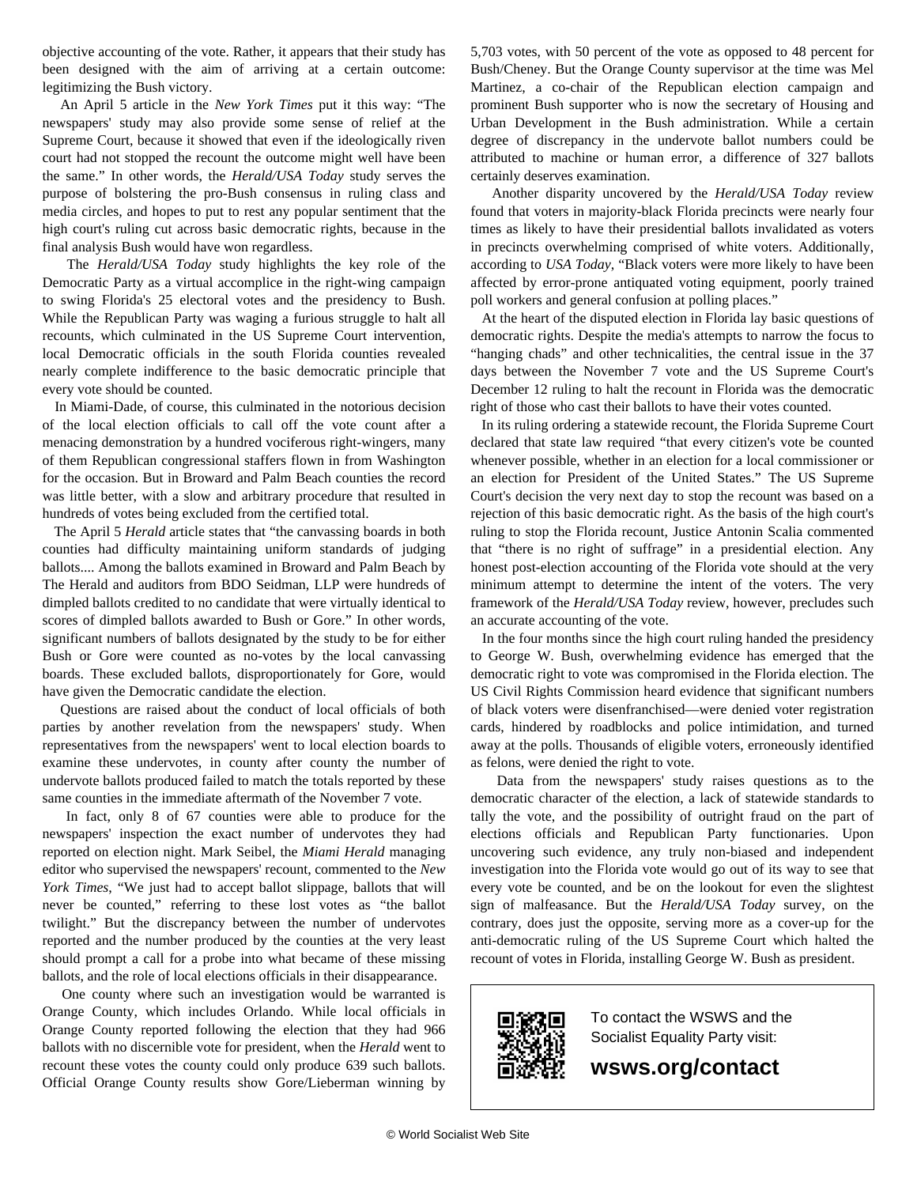objective accounting of the vote. Rather, it appears that their study has been designed with the aim of arriving at a certain outcome: legitimizing the Bush victory.

An April 5 article in the *New York Times* put it this way: “The newspapers' study may also provide some sense of relief at the Supreme Court, because it showed that even if the ideologically riven court had not stopped the recount the outcome might well have been the same.” In other words, the *Herald/USA Today* study serves the purpose of bolstering the pro-Bush consensus in ruling class and media circles, and hopes to put to rest any popular sentiment that the high court's ruling cut across basic democratic rights, because in the final analysis Bush would have won regardless.

The *Herald/USA Today* study highlights the key role of the Democratic Party as a virtual accomplice in the right-wing campaign to swing Florida's 25 electoral votes and the presidency to Bush. While the Republican Party was waging a furious struggle to halt all recounts, which culminated in the US Supreme Court intervention, local Democratic officials in the south Florida counties revealed nearly complete indifference to the basic democratic principle that every vote should be counted.

In Miami-Dade, of course, this culminated in the notorious decision of the local election officials to call off the vote count after a menacing demonstration by a hundred vociferous right-wingers, many of them Republican congressional staffers flown in from Washington for the occasion. But in Broward and Palm Beach counties the record was little better, with a slow and arbitrary procedure that resulted in hundreds of votes being excluded from the certified total.

The April 5 *Herald* article states that “the canvassing boards in both counties had difficulty maintaining uniform standards of judging ballots.... Among the ballots examined in Broward and Palm Beach by The Herald and auditors from BDO Seidman, LLP were hundreds of dimpled ballots credited to no candidate that were virtually identical to scores of dimpled ballots awarded to Bush or Gore.” In other words, significant numbers of ballots designated by the study to be for either Bush or Gore were counted as no-votes by the local canvassing boards. These excluded ballots, disproportionately for Gore, would have given the Democratic candidate the election.

Questions are raised about the conduct of local officials of both parties by another revelation from the newspapers' study. When representatives from the newspapers' went to local election boards to examine these undervotes, in county after county the number of undervote ballots produced failed to match the totals reported by these same counties in the immediate aftermath of the November 7 vote.

In fact, only 8 of 67 counties were able to produce for the newspapers' inspection the exact number of undervotes they had reported on election night. Mark Seibel, the *Miami Herald* managing editor who supervised the newspapers' recount, commented to the *New York Times*, “We just had to accept ballot slippage, ballots that will never be counted,” referring to these lost votes as “the ballot twilight.” But the discrepancy between the number of undervotes reported and the number produced by the counties at the very least should prompt a call for a probe into what became of these missing ballots, and the role of local elections officials in their disappearance.

One county where such an investigation would be warranted is Orange County, which includes Orlando. While local officials in Orange County reported following the election that they had 966 ballots with no discernible vote for president, when the *Herald* went to recount these votes the county could only produce 639 such ballots. Official Orange County results show Gore/Lieberman winning by 5,703 votes, with 50 percent of the vote as opposed to 48 percent for Bush/Cheney. But the Orange County supervisor at the time was Mel Martinez, a co-chair of the Republican election campaign and prominent Bush supporter who is now the secretary of Housing and Urban Development in the Bush administration. While a certain degree of discrepancy in the undervote ballot numbers could be attributed to machine or human error, a difference of 327 ballots certainly deserves examination.

Another disparity uncovered by the *Herald/USA Today* review found that voters in majority-black Florida precincts were nearly four times as likely to have their presidential ballots invalidated as voters in precincts overwhelming comprised of white voters. Additionally, according to *USA Today*, “Black voters were more likely to have been affected by error-prone antiquated voting equipment, poorly trained poll workers and general confusion at polling places.”

At the heart of the disputed election in Florida lay basic questions of democratic rights. Despite the media's attempts to narrow the focus to “hanging chads” and other technicalities, the central issue in the 37 days between the November 7 vote and the US Supreme Court's December 12 ruling to halt the recount in Florida was the democratic right of those who cast their ballots to have their votes counted.

In its ruling ordering a statewide recount, the Florida Supreme Court declared that state law required “that every citizen's vote be counted whenever possible, whether in an election for a local commissioner or an election for President of the United States.” The US Supreme Court's decision the very next day to stop the recount was based on a rejection of this basic democratic right. As the basis of the high court's ruling to stop the Florida recount, Justice Antonin Scalia commented that “there is no right of suffrage” in a presidential election. Any honest post-election accounting of the Florida vote should at the very minimum attempt to determine the intent of the voters. The very framework of the *Herald/USA Today* review, however, precludes such an accurate accounting of the vote.

In the four months since the high court ruling handed the presidency to George W. Bush, overwhelming evidence has emerged that the democratic right to vote was compromised in the Florida election. The US Civil Rights Commission heard evidence that significant numbers of black voters were disenfranchised—were denied voter registration cards, hindered by roadblocks and police intimidation, and turned away at the polls. Thousands of eligible voters, erroneously identified as felons, were denied the right to vote.

Data from the newspapers' study raises questions as to the democratic character of the election, a lack of statewide standards to tally the vote, and the possibility of outright fraud on the part of elections officials and Republican Party functionaries. Upon uncovering such evidence, any truly non-biased and independent investigation into the Florida vote would go out of its way to see that every vote be counted, and be on the lookout for even the slightest sign of malfeasance. But the *Herald/USA Today* survey, on the contrary, does just the opposite, serving more as a cover-up for the anti-democratic ruling of the US Supreme Court which halted the recount of votes in Florida, installing George W. Bush as president.

To contact the WSWS and the Socialist Equality Party visit:

**wsws.org/contact**